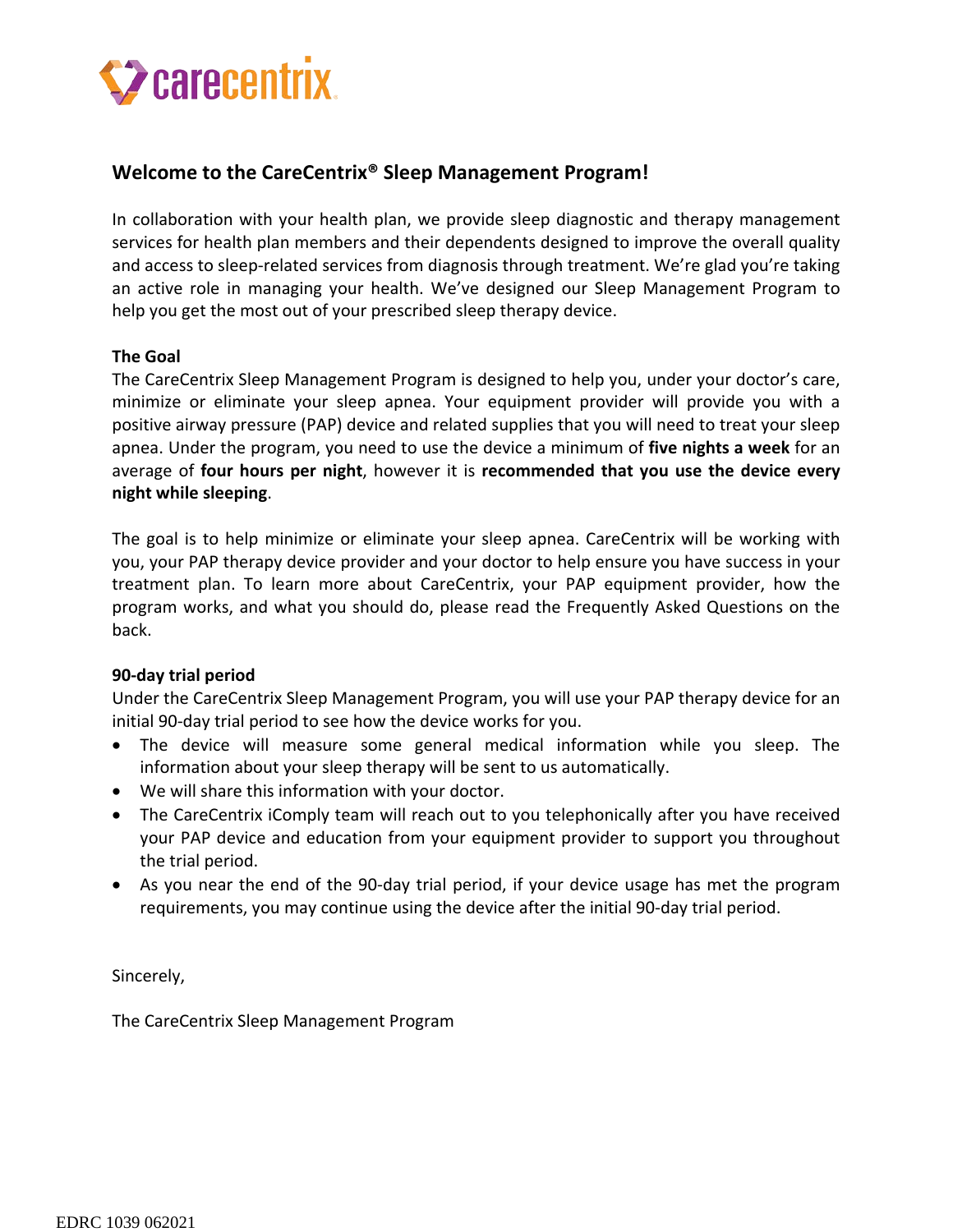## Welcome to the CareCentrix® Sleep Management Program!

In collaboration with your health plan, we provide sleep diagnostic and therapy management services for health plan members and their dependents designed to improve the overall quality and access to sleep-related services from diagnosis through treatment. We're glad you're taking an active role in managing your health. We've designed our Sleep Management Program to help you get the most out of your prescribed sleep therapy device.

**The Goal**

The CareCentrix Sleep Management Program is designed to help you, under your doctor's care, minimize or eliminate your sleep apnea. Your equipment provider will provide you with a positive airway pressure (PAP) device and related supplies that you will need to treat your sleep apnea. Under the program, you need to use the device a minimum of **five nights a week** for an average of **four hours per night**, however it is **recommended that you use the device every night while sleeping**.

The goal is to help minimize or eliminate your sleep apnea. CareCentrix will be working with you, your PAP therapy device provider and your doctor to help ensure you have success in your treatment plan. To learn more about CareCentrix, your PAP equipment provider, how the program works, and what you should do, please read the Frequently Asked Questions on the back.

**90-day trial period**

Under the CareCentrix Sleep Management Program, you will use your PAP therapy device for an initial 90-day trial period to see how the device works for you.

- The device will measure some general medical information while you sleep. The information about your sleep therapy will be sent to us automatically.
- We will share this information with your doctor.
- The CareCentrix iComply team will reach out to you telephonically after you have received your PAP device and education from your equipment provider to support you throughout the trial period.
- As you near the end of the 90-day trial period, if your device usage has met the program requirements, you may continue using the device after the initial 90-day trial period.

Sincerely,

The CareCentrix Sleep Management Program

EDRC 1039 062021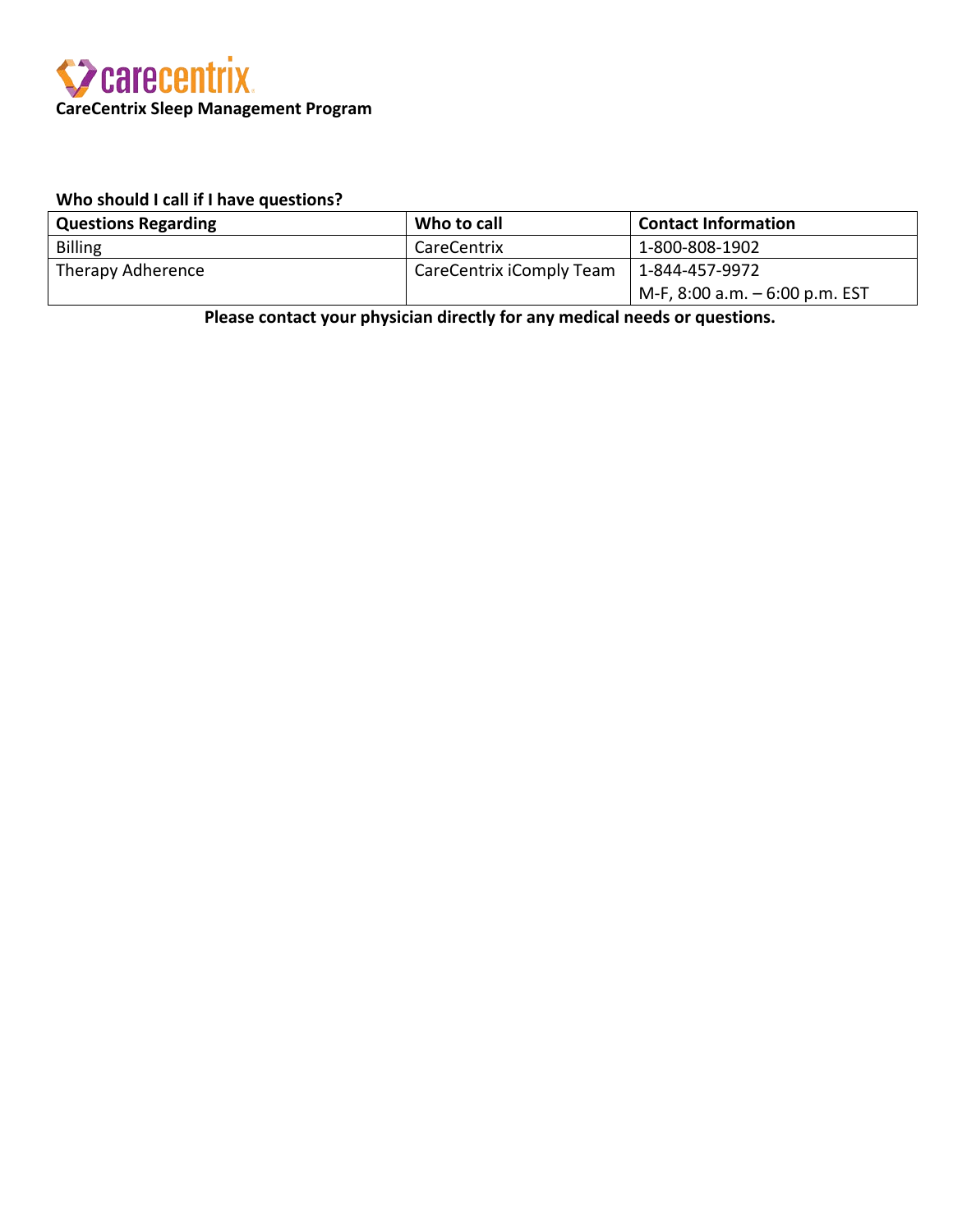carecentrix

**CareCentrix Sleep Management Program**

**Who should I call if I have questions?**

| Questions Regarding | Who to call | Contact Information |
|---|---|---|
| Billing | CareCentrix | 1-800-808-1902 |
| Therapy Adherence | CareCentrix iComply Team | 1-844-457-9972<br>M-F, 8:00 a.m. – 6:00 p.m. EST |

**Please contact your physician directly for any medical needs or questions.**